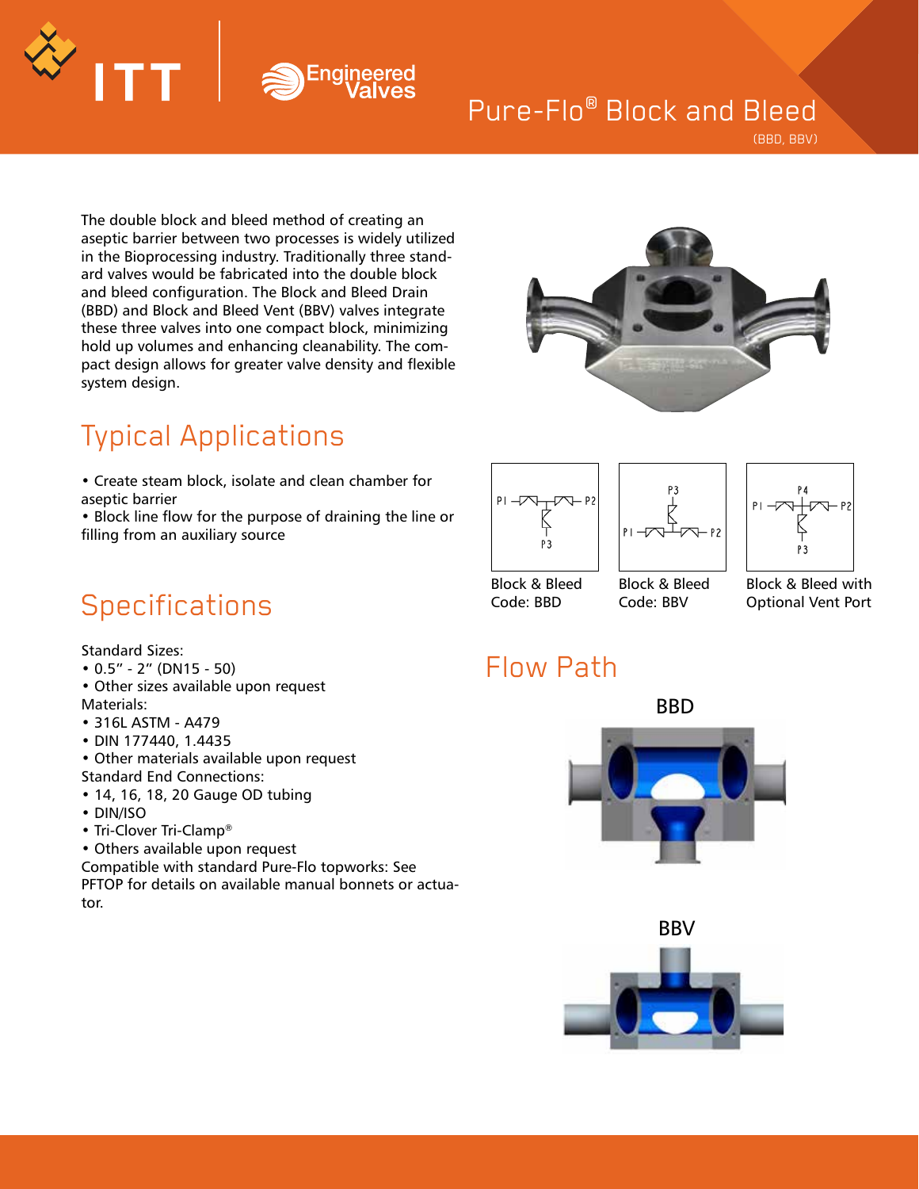# Pure-Flo® Block and Bleed

(BBD, BBV)

The double block and bleed method of creating an aseptic barrier between two processes is widely utilized in the Bioprocessing industry. Traditionally three standard valves would be fabricated into the double block and bleed configuration. The Block and Bleed Drain (BBD) and Block and Bleed Vent (BBV) valves integrate these three valves into one compact block, minimizing hold up volumes and enhancing cleanability. The compact design allows for greater valve density and flexible system design.

## Typical Applications

- Create steam block, isolate and clean chamber for aseptic barrier
- Block line flow for the purpose of draining the line or filling from an auxiliary source

Block & Bleed Code: BBD

Block & Bleed Code: BBV

Block & Bleed with Optional Vent Port

## Specifications

Standard Sizes:

- 0.5" - 2" (DN15 - 50)
- Other sizes available upon request

Materials:

- 316L ASTM - A479
- DIN 177440, 1.4435
- Other materials available upon request

Standard End Connections:

- 14, 16, 18, 20 Gauge OD tubing
- DIN/ISO
- Tri-Clover Tri-Clamp®
- Others available upon request

Compatible with standard Pure-Flo topworks: See PFTOP for details on available manual bonnets or actuator.

## Flow Path

BBD

BBV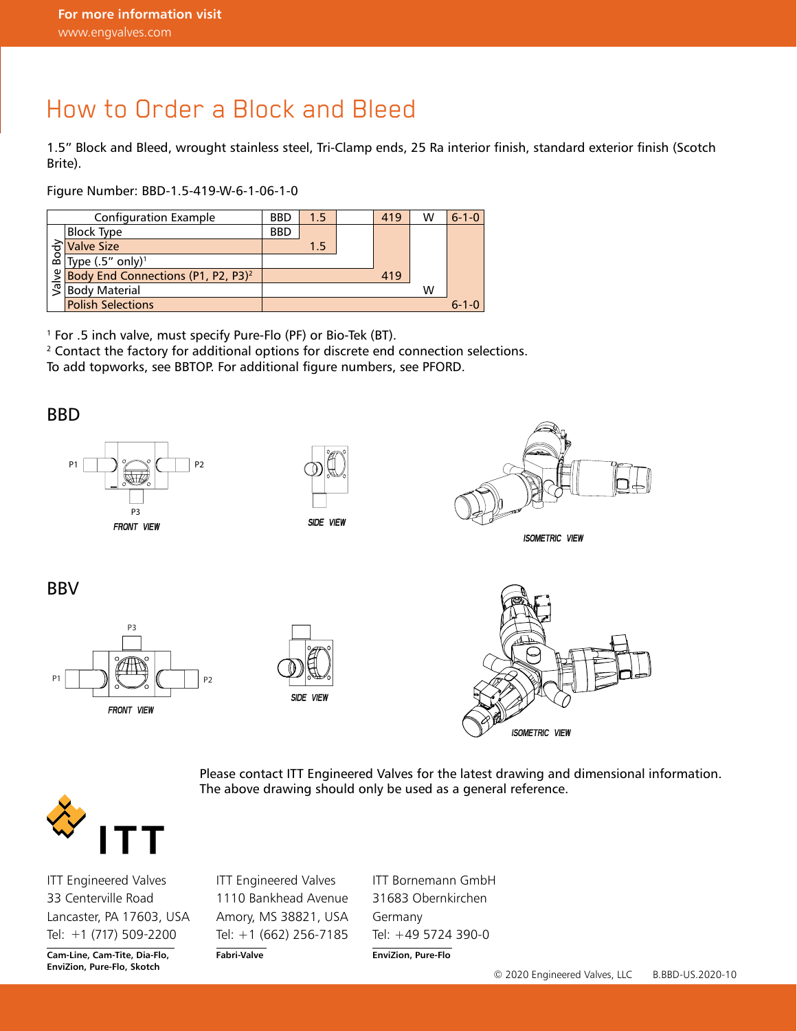# How to Order a Block and Bleed

1.5" Block and Bleed, wrought stainless steel, Tri-Clamp ends, 25 Ra interior finish, standard exterior finish (Scotch Brite).

Figure Number: BBD-1.5-419-W-6-1-06-1-0

| | Configuration Example | BBD | 1.5 | | 419 | W | 6-1-0 |
|---|---|---|---|---|---|---|---|
| Valve Body | Block Type | BBD | | | | | |
| | Valve Size | | 1.5 | | | | |
| | Type (.5" only)[1] | | | | | | |
| | Body End Connections (P1, P2, P3)[2] | | | | 419 | | |
| | Body Material | | | | | W | |
| | Polish Selections | | | | | | 6-1-0 |

[1] For .5 inch valve, must specify Pure-Flo (PF) or Bio-Tek (BT).
[2] Contact the factory for additional options for discrete end connection selections.
To add topworks, see BBTOP. For additional figure numbers, see PFORD.

## BBD

P1 P2 P3

FRONT VIEW

SIDE VIEW

ISOMETRIC VIEW

## BBV

P3 P1 P2

FRONT VIEW

SIDE VIEW

ISOMETRIC VIEW

Please contact ITT Engineered Valves for the latest drawing and dimensional information. The above drawing should only be used as a general reference.

ITT

ITT Engineered Valves
33 Centerville Road
Lancaster, PA 17603, USA
Tel: +1 (717) 509-2200
**Cam-Line, Cam-Tite, Dia-Flo, EnviZion, Pure-Flo, Skotch**

ITT Engineered Valves
1110 Bankhead Avenue
Amory, MS 38821, USA
Tel: +1 (662) 256-7185
**Fabri-Valve**

ITT Bornemann GmbH
31683 Obernkirchen
Germany
Tel: +49 5724 390-0
**EnviZion, Pure-Flo**

© 2020 Engineered Valves, LLC B.BBD-US.2020-10